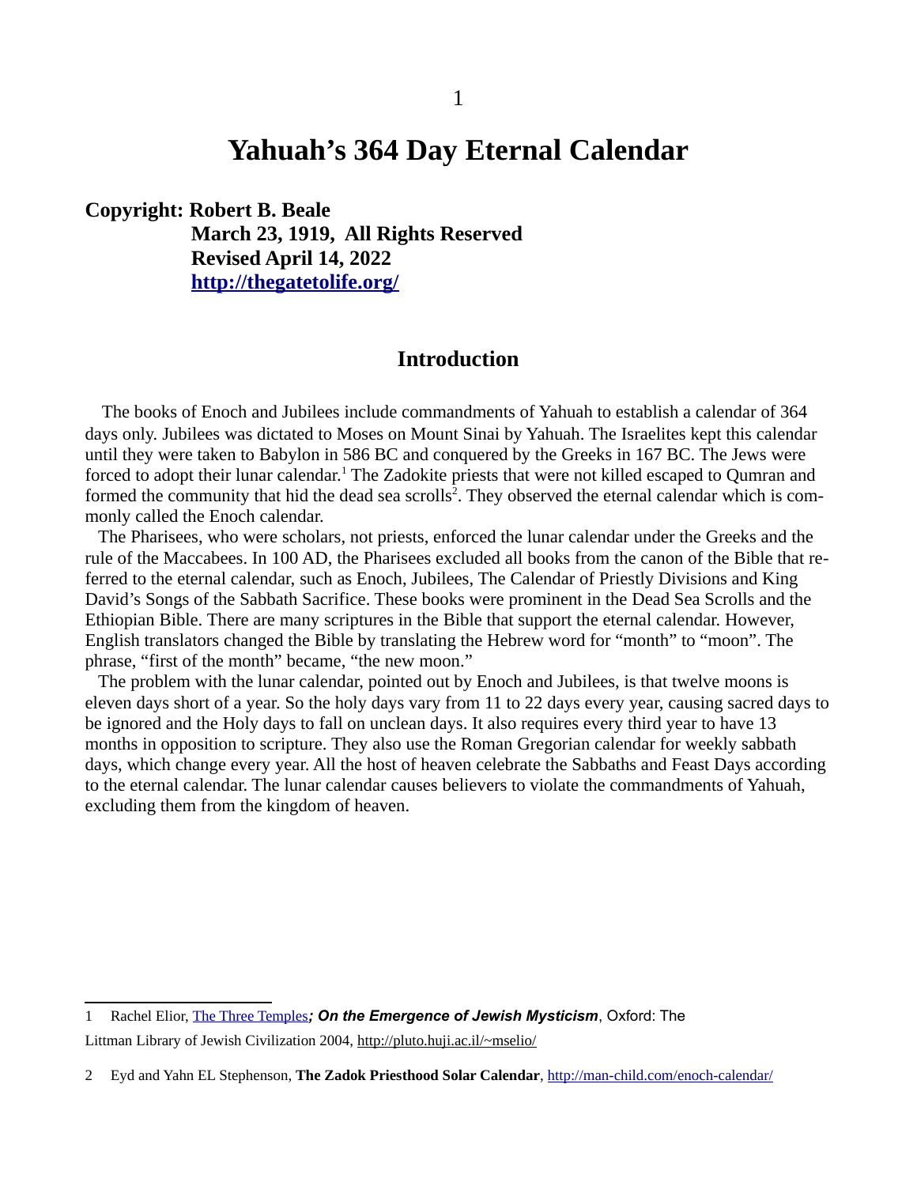# Yahuah's 364 Day Eternal Calendar

**Copyright: Robert B. Beale**
**March 23, 1919, All Rights Reserved**
**Revised April 14, 2022**
**http://thegatetolife.org/**

## Introduction

The books of Enoch and Jubilees include commandments of Yahuah to establish a calendar of 364 days only. Jubilees was dictated to Moses on Mount Sinai by Yahuah. The Israelites kept this calendar until they were taken to Babylon in 586 BC and conquered by the Greeks in 167 BC. The Jews were forced to adopt their lunar calendar.[1] The Zadokite priests that were not killed escaped to Qumran and formed the community that hid the dead sea scrolls[2]. They observed the eternal calendar which is commonly called the Enoch calendar.

The Pharisees, who were scholars, not priests, enforced the lunar calendar under the Greeks and the rule of the Maccabees. In 100 AD, the Pharisees excluded all books from the canon of the Bible that referred to the eternal calendar, such as Enoch, Jubilees, The Calendar of Priestly Divisions and King David's Songs of the Sabbath Sacrifice. These books were prominent in the Dead Sea Scrolls and the Ethiopian Bible. There are many scriptures in the Bible that support the eternal calendar. However, English translators changed the Bible by translating the Hebrew word for "month" to "moon". The phrase, "first of the month" became, "the new moon."

The problem with the lunar calendar, pointed out by Enoch and Jubilees, is that twelve moons is eleven days short of a year. So the holy days vary from 11 to 22 days every year, causing sacred days to be ignored and the Holy days to fall on unclean days. It also requires every third year to have 13 months in opposition to scripture. They also use the Roman Gregorian calendar for weekly sabbath days, which change every year. All the host of heaven celebrate the Sabbaths and Feast Days according to the eternal calendar. The lunar calendar causes believers to violate the commandments of Yahuah, excluding them from the kingdom of heaven.

---

1 Rachel Elior, The Three Temples***; On the Emergence of Jewish Mysticism***, Oxford: The Littman Library of Jewish Civilization 2004, http://pluto.huji.ac.il/~mselio/

2 Eyd and Yahn EL Stephenson, **The Zadok Priesthood Solar Calendar**, http://man-child.com/enoch-calendar/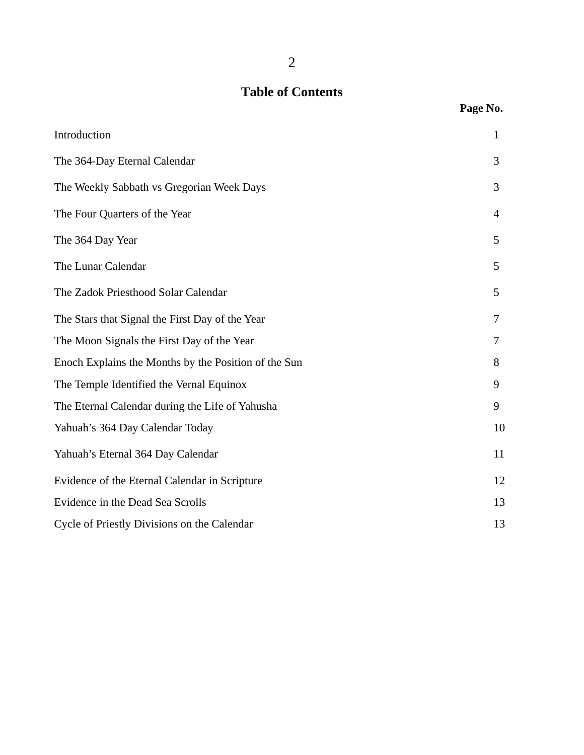# Table of Contents

| | Page No. |
|---|---|
| Introduction | 1 |
| The 364-Day Eternal Calendar | 3 |
| The Weekly Sabbath vs Gregorian Week Days | 3 |
| The Four Quarters of the Year | 4 |
| The 364 Day Year | 5 |
| The Lunar Calendar | 5 |
| The Zadok Priesthood Solar Calendar | 5 |
| The Stars that Signal the First Day of the Year | 7 |
| The Moon Signals the First Day of the Year | 7 |
| Enoch Explains the Months by the Position of the Sun | 8 |
| The Temple Identified the Vernal Equinox | 9 |
| The Eternal Calendar during the Life of Yahusha | 9 |
| Yahuah's 364 Day Calendar Today | 10 |
| Yahuah's Eternal 364 Day Calendar | 11 |
| Evidence of the Eternal Calendar in Scripture | 12 |
| Evidence in the Dead Sea Scrolls | 13 |
| Cycle of Priestly Divisions on the Calendar | 13 |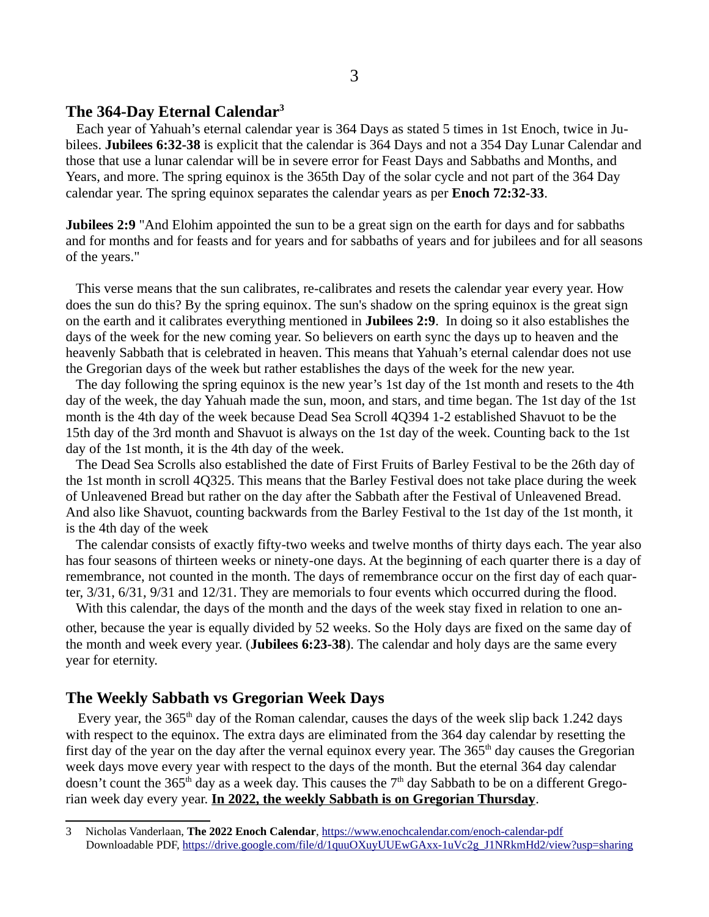## The 364-Day Eternal Calendar[3]

Each year of Yahuah's eternal calendar year is 364 Days as stated 5 times in 1st Enoch, twice in Jubilees. **Jubilees 6:32-38** is explicit that the calendar is 364 Days and not a 354 Day Lunar Calendar and those that use a lunar calendar will be in severe error for Feast Days and Sabbaths and Months, and Years, and more. The spring equinox is the 365th Day of the solar cycle and not part of the 364 Day calendar year. The spring equinox separates the calendar years as per **Enoch 72:32-33**.

**Jubilees 2:9** "And Elohim appointed the sun to be a great sign on the earth for days and for sabbaths and for months and for feasts and for years and for sabbaths of years and for jubilees and for all seasons of the years."

This verse means that the sun calibrates, re-calibrates and resets the calendar year every year. How does the sun do this? By the spring equinox. The sun's shadow on the spring equinox is the great sign on the earth and it calibrates everything mentioned in **Jubilees 2:9**. In doing so it also establishes the days of the week for the new coming year. So believers on earth sync the days up to heaven and the heavenly Sabbath that is celebrated in heaven. This means that Yahuah's eternal calendar does not use the Gregorian days of the week but rather establishes the days of the week for the new year.

The day following the spring equinox is the new year's 1st day of the 1st month and resets to the 4th day of the week, the day Yahuah made the sun, moon, and stars, and time began. The 1st day of the 1st month is the 4th day of the week because Dead Sea Scroll 4Q394 1-2 established Shavuot to be the 15th day of the 3rd month and Shavuot is always on the 1st day of the week. Counting back to the 1st day of the 1st month, it is the 4th day of the week.

The Dead Sea Scrolls also established the date of First Fruits of Barley Festival to be the 26th day of the 1st month in scroll 4Q325. This means that the Barley Festival does not take place during the week of Unleavened Bread but rather on the day after the Sabbath after the Festival of Unleavened Bread. And also like Shavuot, counting backwards from the Barley Festival to the 1st day of the 1st month, it is the 4th day of the week

The calendar consists of exactly fifty-two weeks and twelve months of thirty days each. The year also has four seasons of thirteen weeks or ninety-one days. At the beginning of each quarter there is a day of remembrance, not counted in the month. The days of remembrance occur on the first day of each quarter, 3/31, 6/31, 9/31 and 12/31. They are memorials to four events which occurred during the flood.

With this calendar, the days of the month and the days of the week stay fixed in relation to one another, because the year is equally divided by 52 weeks. So the Holy days are fixed on the same day of the month and week every year. (**Jubilees 6:23-38**). The calendar and holy days are the same every year for eternity.

## The Weekly Sabbath vs Gregorian Week Days

Every year, the 365th day of the Roman calendar, causes the days of the week slip back 1.242 days with respect to the equinox. The extra days are eliminated from the 364 day calendar by resetting the first day of the year on the day after the vernal equinox every year. The 365th day causes the Gregorian week days move every year with respect to the days of the month. But the eternal 364 day calendar doesn't count the 365th day as a week day. This causes the 7th day Sabbath to be on a different Gregorian week day every year. **In 2022, the weekly Sabbath is on Gregorian Thursday**.

---

3 Nicholas Vanderlaan, **The 2022 Enoch Calendar**, https://www.enochcalendar.com/enoch-calendar-pdf
Downloadable PDF, https://drive.google.com/file/d/1quuOXuyUUEwGAxx-1uVc2g_J1NRkmHd2/view?usp=sharing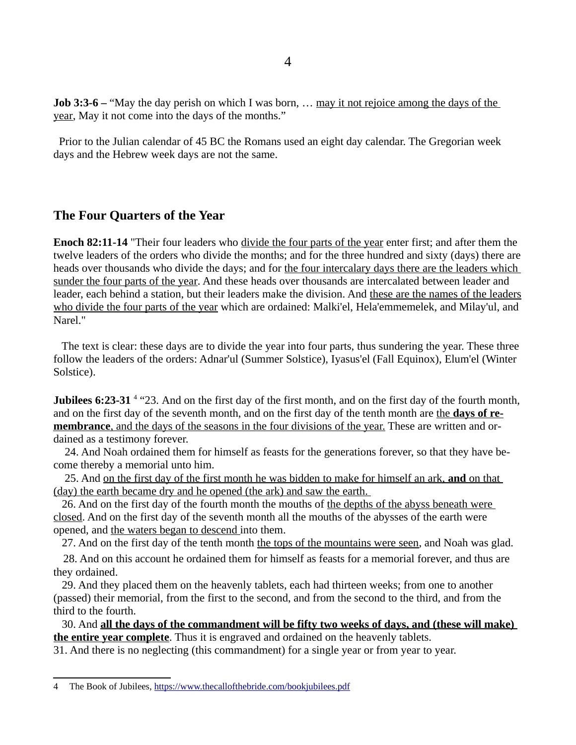**Job 3:3-6 –** “May the day perish on which I was born, … may it not rejoice among the days of the year, May it not come into the days of the months.”

Prior to the Julian calendar of 45 BC the Romans used an eight day calendar. The Gregorian week days and the Hebrew week days are not the same.

## The Four Quarters of the Year

**Enoch 82:11-14** "Their four leaders who divide the four parts of the year enter first; and after them the twelve leaders of the orders who divide the months; and for the three hundred and sixty (days) there are heads over thousands who divide the days; and for the four intercalary days there are the leaders which sunder the four parts of the year. And these heads over thousands are intercalated between leader and leader, each behind a station, but their leaders make the division. And these are the names of the leaders who divide the four parts of the year which are ordained: Malki'el, Hela'emmemelek, and Milay'ul, and Narel."

The text is clear: these days are to divide the year into four parts, thus sundering the year. These three follow the leaders of the orders: Adnar'ul (Summer Solstice), Iyasus'el (Fall Equinox), Elum'el (Winter Solstice).

**Jubilees 6:23-31** [4] “23. And on the first day of the first month, and on the first day of the fourth month, and on the first day of the seventh month, and on the first day of the tenth month are the **days of re-membrance**, and the days of the seasons in the four divisions of the year. These are written and ordained as a testimony forever.

24. And Noah ordained them for himself as feasts for the generations forever, so that they have become thereby a memorial unto him.

25. And on the first day of the first month he was bidden to make for himself an ark, **and** on that (day) the earth became dry and he opened (the ark) and saw the earth.

26. And on the first day of the fourth month the mouths of the depths of the abyss beneath were closed. And on the first day of the seventh month all the mouths of the abysses of the earth were opened, and the waters began to descend into them.

27. And on the first day of the tenth month the tops of the mountains were seen, and Noah was glad.

28. And on this account he ordained them for himself as feasts for a memorial forever, and thus are they ordained.

29. And they placed them on the heavenly tablets, each had thirteen weeks; from one to another (passed) their memorial, from the first to the second, and from the second to the third, and from the third to the fourth.

30. And **all the days of the commandment will be fifty two weeks of days, and (these will make) the entire year complete**. Thus it is engraved and ordained on the heavenly tablets.

31. And there is no neglecting (this commandment) for a single year or from year to year.

---

4 The Book of Jubilees, https://www.thecallofthebride.com/bookjubilees.pdf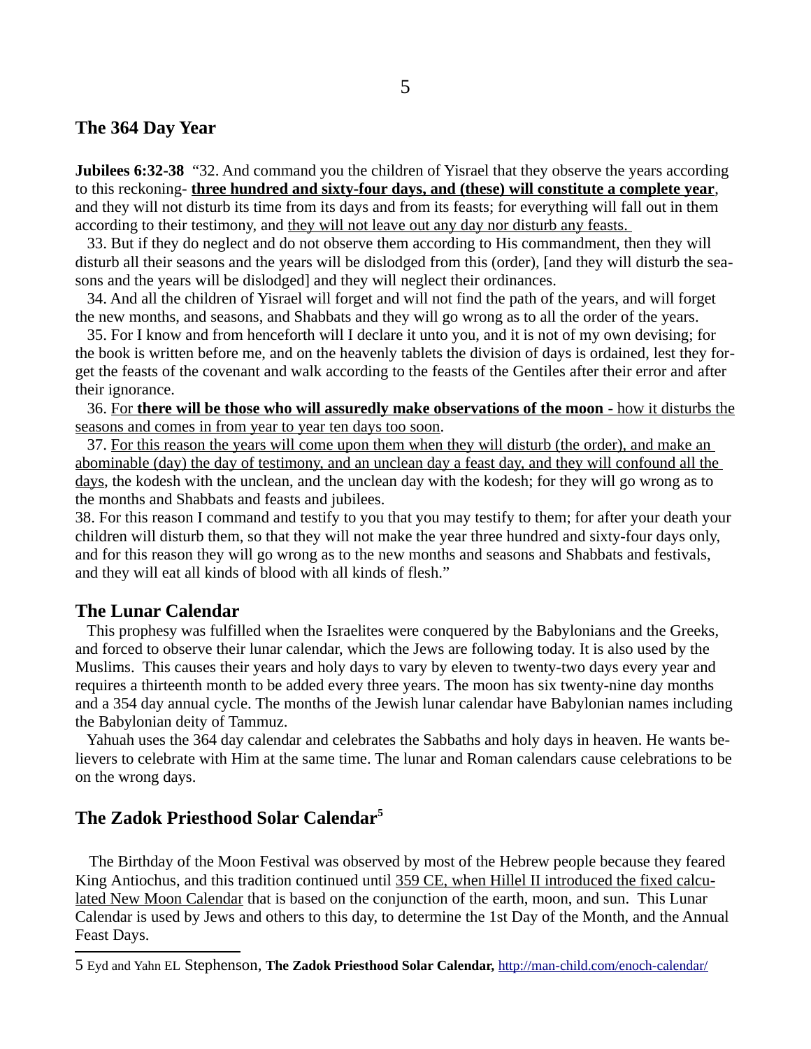## The 364 Day Year

**Jubilees 6:32-38** "32. And command you the children of Yisrael that they observe the years according to this reckoning- **three hundred and sixty-four days, and (these) will constitute a complete year**, and they will not disturb its time from its days and from its feasts; for everything will fall out in them according to their testimony, and they will not leave out any day nor disturb any feasts.

33. But if they do neglect and do not observe them according to His commandment, then they will disturb all their seasons and the years will be dislodged from this (order), [and they will disturb the seasons and the years will be dislodged] and they will neglect their ordinances.

34. And all the children of Yisrael will forget and will not find the path of the years, and will forget the new months, and seasons, and Shabbats and they will go wrong as to all the order of the years.

35. For I know and from henceforth will I declare it unto you, and it is not of my own devising; for the book is written before me, and on the heavenly tablets the division of days is ordained, lest they forget the feasts of the covenant and walk according to the feasts of the Gentiles after their error and after their ignorance.

36. For **there will be those who will assuredly make observations of the moon** - how it disturbs the seasons and comes in from year to year ten days too soon.

37. For this reason the years will come upon them when they will disturb (the order), and make an abominable (day) the day of testimony, and an unclean day a feast day, and they will confound all the days, the kodesh with the unclean, and the unclean day with the kodesh; for they will go wrong as to the months and Shabbats and feasts and jubilees.

38. For this reason I command and testify to you that you may testify to them; for after your death your children will disturb them, so that they will not make the year three hundred and sixty-four days only, and for this reason they will go wrong as to the new months and seasons and Shabbats and festivals, and they will eat all kinds of blood with all kinds of flesh."

## The Lunar Calendar

This prophesy was fulfilled when the Israelites were conquered by the Babylonians and the Greeks, and forced to observe their lunar calendar, which the Jews are following today. It is also used by the Muslims. This causes their years and holy days to vary by eleven to twenty-two days every year and requires a thirteenth month to be added every three years. The moon has six twenty-nine day months and a 354 day annual cycle. The months of the Jewish lunar calendar have Babylonian names including the Babylonian deity of Tammuz.

Yahuah uses the 364 day calendar and celebrates the Sabbaths and holy days in heaven. He wants believers to celebrate with Him at the same time. The lunar and Roman calendars cause celebrations to be on the wrong days.

## The Zadok Priesthood Solar Calendar[5]

The Birthday of the Moon Festival was observed by most of the Hebrew people because they feared King Antiochus, and this tradition continued until 359 CE, when Hillel II introduced the fixed calculated New Moon Calendar that is based on the conjunction of the earth, moon, and sun. This Lunar Calendar is used by Jews and others to this day, to determine the 1st Day of the Month, and the Annual Feast Days.

---

5 Eyd and Yahn EL Stephenson, **The Zadok Priesthood Solar Calendar,** http://man-child.com/enoch-calendar/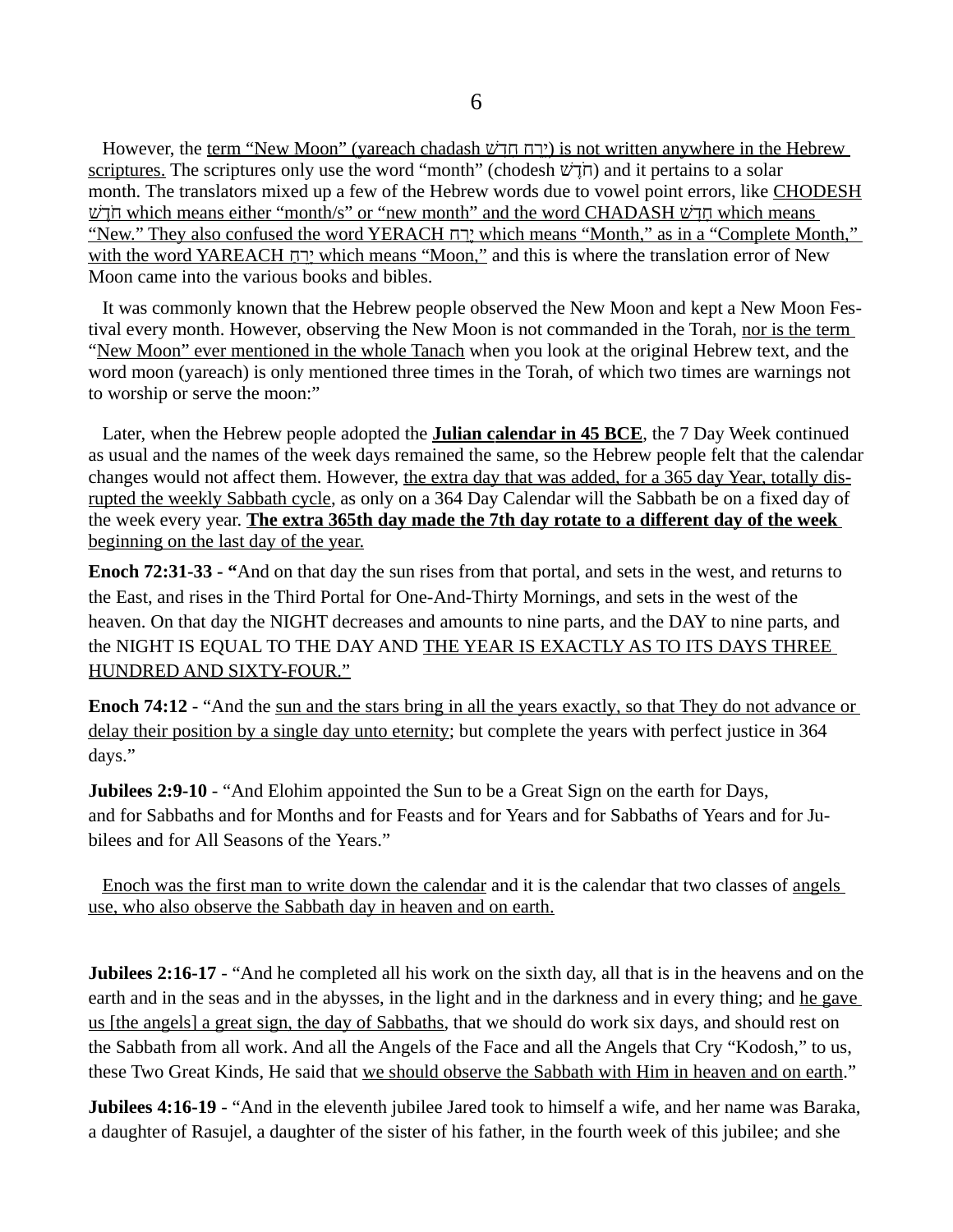However, the term "New Moon" (yareach chadash יָרֵחַ חָדָשׁ) is not written anywhere in the Hebrew scriptures. The scriptures only use the word "month" (chodesh חֹדֶשׁ) and it pertains to a solar month. The translators mixed up a few of the Hebrew words due to vowel point errors, like CHODESH חֹדֶשׁ which means either "month/s" or "new month" and the word CHADASH חָדָשׁ which means "New." They also confused the word YERACH יֶרַח which means "Month," as in a "Complete Month," with the word YAREACH יָרֵחַ which means "Moon," and this is where the translation error of New Moon came into the various books and bibles.

It was commonly known that the Hebrew people observed the New Moon and kept a New Moon Festival every month. However, observing the New Moon is not commanded in the Torah, nor is the term "New Moon" ever mentioned in the whole Tanach when you look at the original Hebrew text, and the word moon (yareach) is only mentioned three times in the Torah, of which two times are warnings not to worship or serve the moon:"

Later, when the Hebrew people adopted the **Julian calendar in 45 BCE**, the 7 Day Week continued as usual and the names of the week days remained the same, so the Hebrew people felt that the calendar changes would not affect them. However, the extra day that was added, for a 365 day Year, totally disrupted the weekly Sabbath cycle, as only on a 364 Day Calendar will the Sabbath be on a fixed day of the week every year. **The extra 365th day made the 7th day rotate to a different day of the week** beginning on the last day of the year.

**Enoch 72:31-33 - "**And on that day the sun rises from that portal, and sets in the west, and returns to the East, and rises in the Third Portal for One-And-Thirty Mornings, and sets in the west of the heaven. On that day the NIGHT decreases and amounts to nine parts, and the DAY to nine parts, and the NIGHT IS EQUAL TO THE DAY AND THE YEAR IS EXACTLY AS TO ITS DAYS THREE HUNDRED AND SIXTY-FOUR."

**Enoch 74:12** - "And the sun and the stars bring in all the years exactly, so that They do not advance or delay their position by a single day unto eternity; but complete the years with perfect justice in 364 days."

**Jubilees 2:9-10** - "And Elohim appointed the Sun to be a Great Sign on the earth for Days, and for Sabbaths and for Months and for Feasts and for Years and for Sabbaths of Years and for Jubilees and for All Seasons of the Years."

Enoch was the first man to write down the calendar and it is the calendar that two classes of angels use, who also observe the Sabbath day in heaven and on earth.

**Jubilees 2:16-17** - "And he completed all his work on the sixth day, all that is in the heavens and on the earth and in the seas and in the abysses, in the light and in the darkness and in every thing; and he gave us [the angels] a great sign, the day of Sabbaths, that we should do work six days, and should rest on the Sabbath from all work. And all the Angels of the Face and all the Angels that Cry "Kodosh," to us, these Two Great Kinds, He said that we should observe the Sabbath with Him in heaven and on earth."

**Jubilees 4:16-19** - "And in the eleventh jubilee Jared took to himself a wife, and her name was Baraka, a daughter of Rasujel, a daughter of the sister of his father, in the fourth week of this jubilee; and she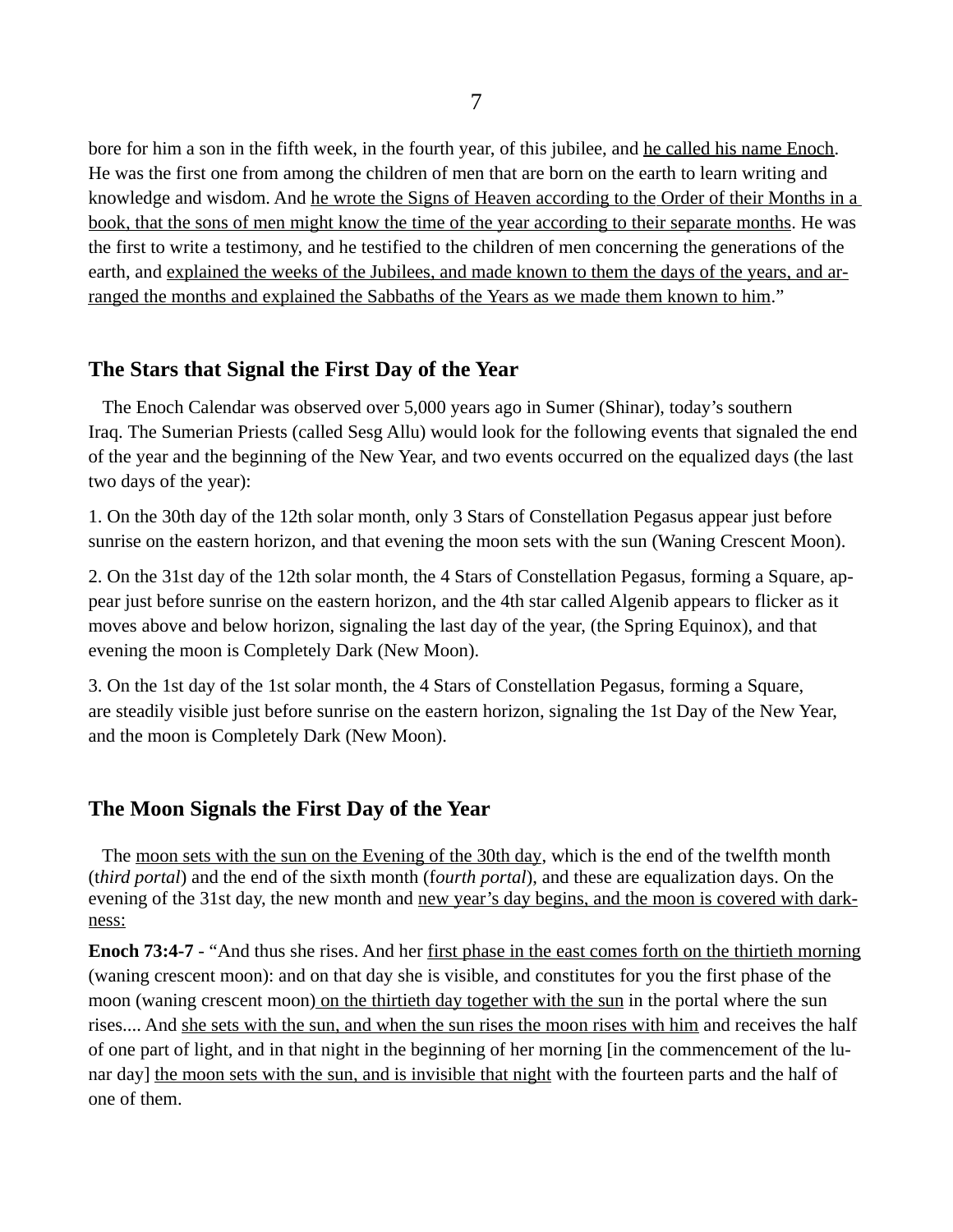bore for him a son in the fifth week, in the fourth year, of this jubilee, and <u>he called his name Enoch</u>. He was the first one from among the children of men that are born on the earth to learn writing and knowledge and wisdom. And <u>he wrote the Signs of Heaven according to the Order of their Months in a book, that the sons of men might know the time of the year according to their separate months</u>. He was the first to write a testimony, and he testified to the children of men concerning the generations of the earth, and <u>explained the weeks of the Jubilees, and made known to them the days of the years, and arranged the months and explained the Sabbaths of the Years as we made them known to him</u>."

## The Stars that Signal the First Day of the Year

The Enoch Calendar was observed over 5,000 years ago in Sumer (Shinar), today's southern Iraq. The Sumerian Priests (called Sesg Allu) would look for the following events that signaled the end of the year and the beginning of the New Year, and two events occurred on the equalized days (the last two days of the year):

1. On the 30th day of the 12th solar month, only 3 Stars of Constellation Pegasus appear just before sunrise on the eastern horizon, and that evening the moon sets with the sun (Waning Crescent Moon).

2. On the 31st day of the 12th solar month, the 4 Stars of Constellation Pegasus, forming a Square, appear just before sunrise on the eastern horizon, and the 4th star called Algenib appears to flicker as it moves above and below horizon, signaling the last day of the year, (the Spring Equinox), and that evening the moon is Completely Dark (New Moon).

3. On the 1st day of the 1st solar month, the 4 Stars of Constellation Pegasus, forming a Square, are steadily visible just before sunrise on the eastern horizon, signaling the 1st Day of the New Year, and the moon is Completely Dark (New Moon).

## The Moon Signals the First Day of the Year

The <u>moon sets with the sun on the Evening of the 30th day</u>, which is the end of the twelfth month (*third portal*) and the end of the sixth month (*fourth portal*), and these are equalization days. On the evening of the 31st day, the new month and <u>new year's day begins, and the moon is covered with darkness:</u>

**Enoch 73:4-7** - "And thus she rises. And her <u>first phase in the east comes forth on the thirtieth morning</u> (waning crescent moon): and on that day she is visible, and constitutes for you the first phase of the moon (waning crescent moon) <u>on the thirtieth day together with the sun</u> in the portal where the sun rises.... And <u>she sets with the sun, and when the sun rises the moon rises with him</u> and receives the half of one part of light, and in that night in the beginning of her morning [in the commencement of the lunar day] <u>the moon sets with the sun, and is invisible that night</u> with the fourteen parts and the half of one of them.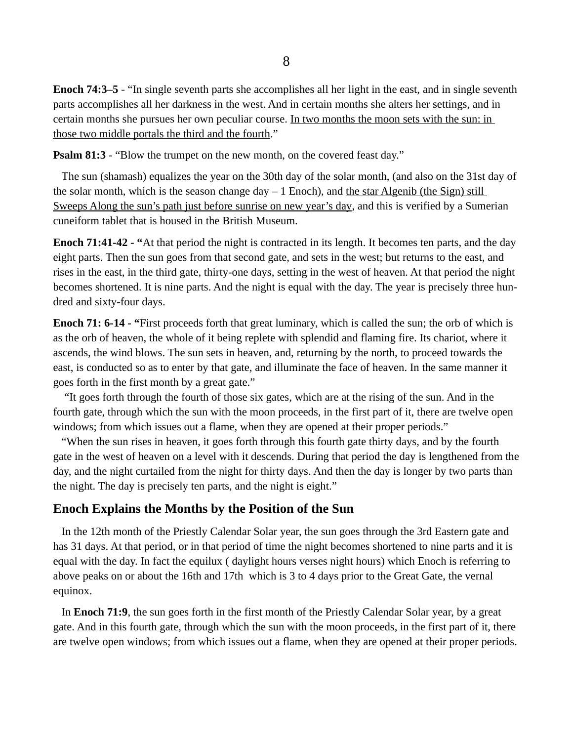**Enoch 74:3–5** - “In single seventh parts she accomplishes all her light in the east, and in single seventh parts accomplishes all her darkness in the west. And in certain months she alters her settings, and in certain months she pursues her own peculiar course. <u>In two months the moon sets with the sun: in those two middle portals the third and the fourth</u>.”

**Psalm 81:3** - “Blow the trumpet on the new month, on the covered feast day.”

The sun (shamash) equalizes the year on the 30th day of the solar month, (and also on the 31st day of the solar month, which is the season change day – 1 Enoch), and <u>the star Algenib (the Sign) still Sweeps Along the sun’s path just before sunrise on new year’s day</u>, and this is verified by a Sumerian cuneiform tablet that is housed in the British Museum.

**Enoch 71:41-42 - “**At that period the night is contracted in its length. It becomes ten parts, and the day eight parts. Then the sun goes from that second gate, and sets in the west; but returns to the east, and rises in the east, in the third gate, thirty-one days, setting in the west of heaven. At that period the night becomes shortened. It is nine parts. And the night is equal with the day. The year is precisely three hundred and sixty-four days.

**Enoch 71: 6-14 - “**First proceeds forth that great luminary, which is called the sun; the orb of which is as the orb of heaven, the whole of it being replete with splendid and flaming fire. Its chariot, where it ascends, the wind blows. The sun sets in heaven, and, returning by the north, to proceed towards the east, is conducted so as to enter by that gate, and illuminate the face of heaven. In the same manner it goes forth in the first month by a great gate.”

“It goes forth through the fourth of those six gates, which are at the rising of the sun. And in the fourth gate, through which the sun with the moon proceeds, in the first part of it, there are twelve open windows; from which issues out a flame, when they are opened at their proper periods.”

“When the sun rises in heaven, it goes forth through this fourth gate thirty days, and by the fourth gate in the west of heaven on a level with it descends. During that period the day is lengthened from the day, and the night curtailed from the night for thirty days. And then the day is longer by two parts than the night. The day is precisely ten parts, and the night is eight.”

## Enoch Explains the Months by the Position of the Sun

In the 12th month of the Priestly Calendar Solar year, the sun goes through the 3rd Eastern gate and has 31 days. At that period, or in that period of time the night becomes shortened to nine parts and it is equal with the day. In fact the equilux ( daylight hours verses night hours) which Enoch is referring to above peaks on or about the 16th and 17th which is 3 to 4 days prior to the Great Gate, the vernal equinox.

In **Enoch 71:9**, the sun goes forth in the first month of the Priestly Calendar Solar year, by a great gate. And in this fourth gate, through which the sun with the moon proceeds, in the first part of it, there are twelve open windows; from which issues out a flame, when they are opened at their proper periods.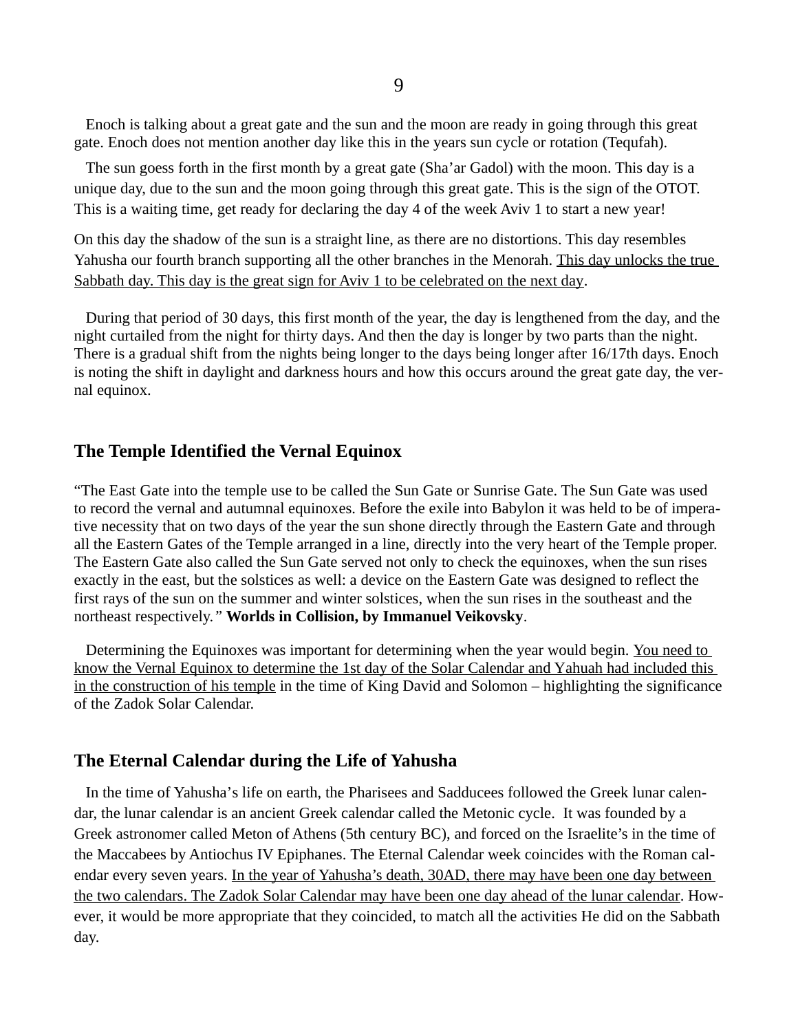Enoch is talking about a great gate and the sun and the moon are ready in going through this great gate. Enoch does not mention another day like this in the years sun cycle or rotation (Tequfah).

The sun goess forth in the first month by a great gate (Sha'ar Gadol) with the moon. This day is a unique day, due to the sun and the moon going through this great gate. This is the sign of the OTOT. This is a waiting time, get ready for declaring the day 4 of the week Aviv 1 to start a new year!

On this day the shadow of the sun is a straight line, as there are no distortions. This day resembles Yahusha our fourth branch supporting all the other branches in the Menorah. <u>This day unlocks the true Sabbath day. This day is the great sign for Aviv 1 to be celebrated on the next day</u>.

During that period of 30 days, this first month of the year, the day is lengthened from the day, and the night curtailed from the night for thirty days. And then the day is longer by two parts than the night. There is a gradual shift from the nights being longer to the days being longer after 16/17th days. Enoch is noting the shift in daylight and darkness hours and how this occurs around the great gate day, the vernal equinox.

## The Temple Identified the Vernal Equinox

"The East Gate into the temple use to be called the Sun Gate or Sunrise Gate. The Sun Gate was used to record the vernal and autumnal equinoxes. Before the exile into Babylon it was held to be of imperative necessity that on two days of the year the sun shone directly through the Eastern Gate and through all the Eastern Gates of the Temple arranged in a line, directly into the very heart of the Temple proper. The Eastern Gate also called the Sun Gate served not only to check the equinoxes, when the sun rises exactly in the east, but the solstices as well: a device on the Eastern Gate was designed to reflect the first rays of the sun on the summer and winter solstices, when the sun rises in the southeast and the northeast respectively.*"* **Worlds in Collision, by Immanuel Veikovsky**.

Determining the Equinoxes was important for determining when the year would begin. <u>You need to know the Vernal Equinox to determine the 1st day of the Solar Calendar and Yahuah had included this in the construction of his temple</u> in the time of King David and Solomon – highlighting the significance of the Zadok Solar Calendar.

## The Eternal Calendar during the Life of Yahusha

In the time of Yahusha's life on earth, the Pharisees and Sadducees followed the Greek lunar calendar, the lunar calendar is an ancient Greek calendar called the Metonic cycle. It was founded by a Greek astronomer called Meton of Athens (5th century BC), and forced on the Israelite's in the time of the Maccabees by Antiochus IV Epiphanes. The Eternal Calendar week coincides with the Roman calendar every seven years. <u>In the year of Yahusha's death, 30AD, there may have been one day between the two calendars. The Zadok Solar Calendar may have been one day ahead of the lunar calendar</u>. However, it would be more appropriate that they coincided, to match all the activities He did on the Sabbath day.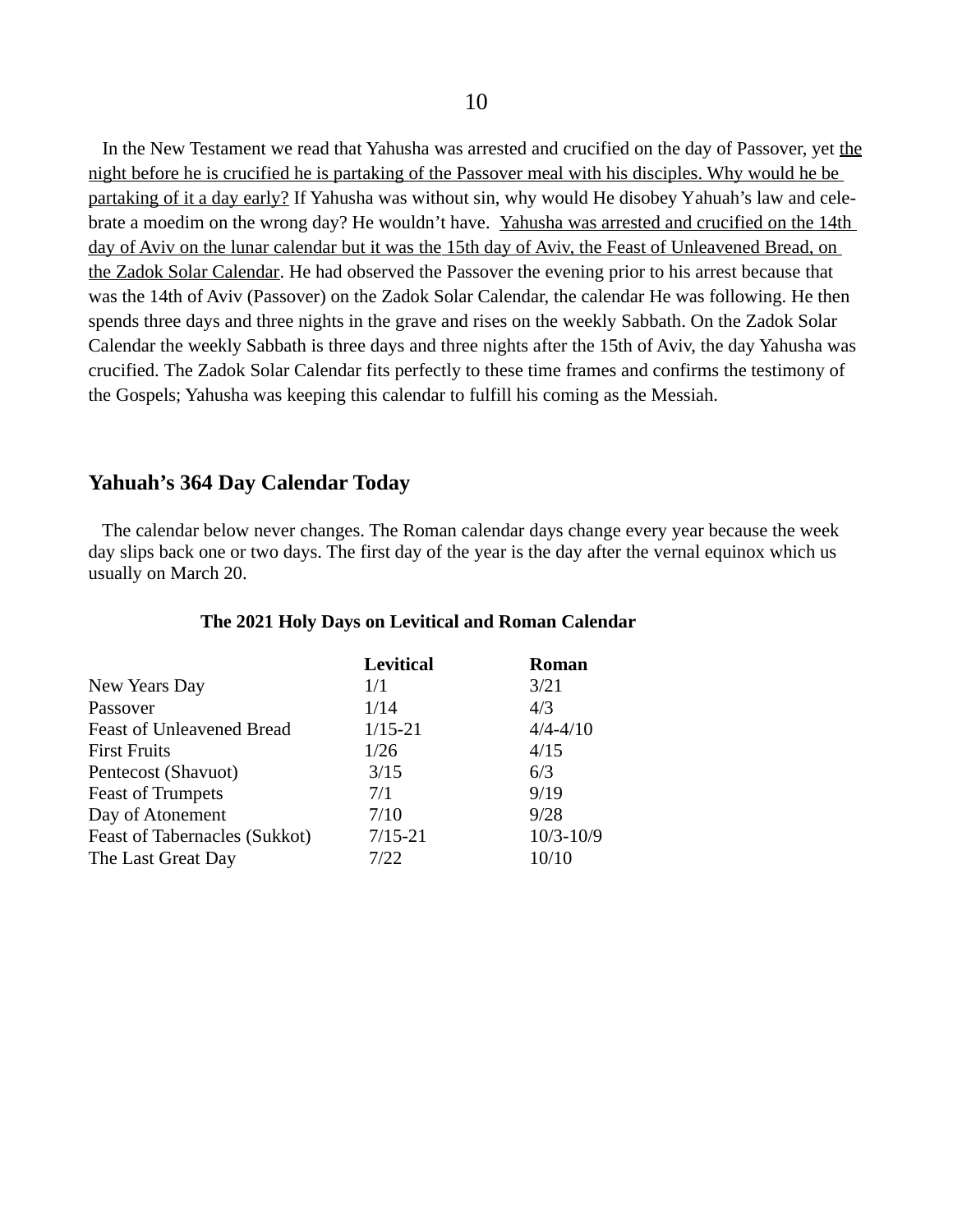In the New Testament we read that Yahusha was arrested and crucified on the day of Passover, yet <u>the night before he is crucified he is partaking of the Passover meal with his disciples. Why would he be partaking of it a day early?</u> If Yahusha was without sin, why would He disobey Yahuah's law and celebrate a moedim on the wrong day? He wouldn't have. <u>Yahusha was arrested and crucified on the 14th day of Aviv on the lunar calendar but it was the 15th day of Aviv, the Feast of Unleavened Bread, on the Zadok Solar Calendar</u>. He had observed the Passover the evening prior to his arrest because that was the 14th of Aviv (Passover) on the Zadok Solar Calendar, the calendar He was following. He then spends three days and three nights in the grave and rises on the weekly Sabbath. On the Zadok Solar Calendar the weekly Sabbath is three days and three nights after the 15th of Aviv, the day Yahusha was crucified. The Zadok Solar Calendar fits perfectly to these time frames and confirms the testimony of the Gospels; Yahusha was keeping this calendar to fulfill his coming as the Messiah.

## Yahuah's 364 Day Calendar Today

The calendar below never changes. The Roman calendar days change every year because the week day slips back one or two days. The first day of the year is the day after the vernal equinox which us usually on March 20.

**The 2021 Holy Days on Levitical and Roman Calendar**

| | **Levitical** | **Roman** |
|---|---|---|
| New Years Day | 1/1 | 3/21 |
| Passover | 1/14 | 4/3 |
| Feast of Unleavened Bread | 1/15-21 | 4/4-4/10 |
| First Fruits | 1/26 | 4/15 |
| Pentecost (Shavuot) | 3/15 | 6/3 |
| Feast of Trumpets | 7/1 | 9/19 |
| Day of Atonement | 7/10 | 9/28 |
| Feast of Tabernacles (Sukkot) | 7/15-21 | 10/3-10/9 |
| The Last Great Day | 7/22 | 10/10 |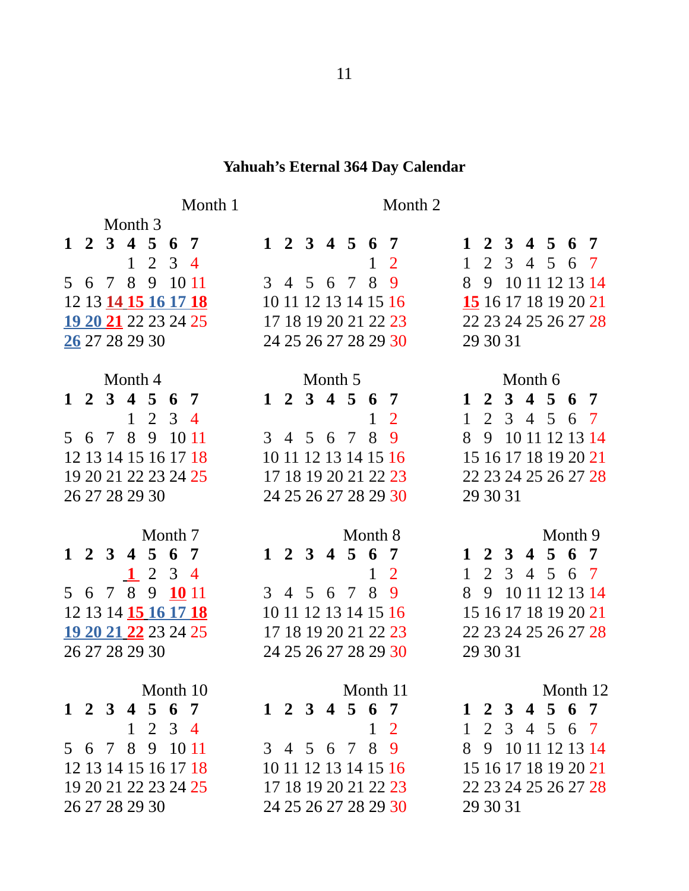# Yahuah's Eternal 364 Day Calendar

### Month 1

| 1 | 2 | 3 | 4 | 5 | 6 | 7 |
|---|---|---|---|---|---|---|
| | | | 1 | 2 | 3 | 4 |
| 5 | 6 | 7 | 8 | 9 | 10 | 11 |
| 12 | 13 | **14** | **15** | **16** | **17** | **18** |
| **19** | **20** | **21** | 22 | 23 | 24 | 25 |
| **26** | 27 | 28 | 29 | 30 | | |

### Month 2

| 1 | 2 | 3 | 4 | 5 | 6 | 7 |
|---|---|---|---|---|---|---|
| | | | | | 1 | 2 |
| 3 | 4 | 5 | 6 | 7 | 8 | 9 |
| 10 | 11 | 12 | 13 | 14 | 15 | 16 |
| 17 | 18 | 19 | 20 | 21 | 22 | 23 |
| 24 | 25 | 26 | 27 | 28 | 29 | 30 |

### Month 3

| 1 | 2 | 3 | 4 | 5 | 6 | 7 |
|---|---|---|---|---|---|---|
| 1 | 2 | 3 | 4 | 5 | 6 | 7 |
| 8 | 9 | 10 | 11 | 12 | 13 | 14 |
| **15** | 16 | 17 | 18 | 19 | 20 | 21 |
| 22 | 23 | 24 | 25 | 26 | 27 | 28 |
| 29 | 30 | 31 | | | | |

### Month 4

| 1 | 2 | 3 | 4 | 5 | 6 | 7 |
|---|---|---|---|---|---|---|
| | | | 1 | 2 | 3 | 4 |
| 5 | 6 | 7 | 8 | 9 | 10 | 11 |
| 12 | 13 | 14 | 15 | 16 | 17 | 18 |
| 19 | 20 | 21 | 22 | 23 | 24 | 25 |
| 26 | 27 | 28 | 29 | 30 | | |

### Month 5

| 1 | 2 | 3 | 4 | 5 | 6 | 7 |
|---|---|---|---|---|---|---|
| | | | | | 1 | 2 |
| 3 | 4 | 5 | 6 | 7 | 8 | 9 |
| 10 | 11 | 12 | 13 | 14 | 15 | 16 |
| 17 | 18 | 19 | 20 | 21 | 22 | 23 |
| 24 | 25 | 26 | 27 | 28 | 29 | 30 |

### Month 6

| 1 | 2 | 3 | 4 | 5 | 6 | 7 |
|---|---|---|---|---|---|---|
| 1 | 2 | 3 | 4 | 5 | 6 | 7 |
| 8 | 9 | 10 | 11 | 12 | 13 | 14 |
| 15 | 16 | 17 | 18 | 19 | 20 | 21 |
| 22 | 23 | 24 | 25 | 26 | 27 | 28 |
| 29 | 30 | 31 | | | | |

### Month 7

| 1 | 2 | 3 | 4 | 5 | 6 | 7 |
|---|---|---|---|---|---|---|
| | | | **1** | 2 | 3 | 4 |
| 5 | 6 | 7 | 8 | 9 | **10** | 11 |
| 12 | 13 | 14 | **15** | **16** | **17** | **18** |
| **19** | **20** | **21** | **22** | 23 | 24 | 25 |
| 26 | 27 | 28 | 29 | 30 | | |

### Month 8

| 1 | 2 | 3 | 4 | 5 | 6 | 7 |
|---|---|---|---|---|---|---|
| | | | | | 1 | 2 |
| 3 | 4 | 5 | 6 | 7 | 8 | 9 |
| 10 | 11 | 12 | 13 | 14 | 15 | 16 |
| 17 | 18 | 19 | 20 | 21 | 22 | 23 |
| 24 | 25 | 26 | 27 | 28 | 29 | 30 |

### Month 9

| 1 | 2 | 3 | 4 | 5 | 6 | 7 |
|---|---|---|---|---|---|---|
| 1 | 2 | 3 | 4 | 5 | 6 | 7 |
| 8 | 9 | 10 | 11 | 12 | 13 | 14 |
| 15 | 16 | 17 | 18 | 19 | 20 | 21 |
| 22 | 23 | 24 | 25 | 26 | 27 | 28 |
| 29 | 30 | 31 | | | | |

### Month 10

| 1 | 2 | 3 | 4 | 5 | 6 | 7 |
|---|---|---|---|---|---|---|
| | | | 1 | 2 | 3 | 4 |
| 5 | 6 | 7 | 8 | 9 | 10 | 11 |
| 12 | 13 | 14 | 15 | 16 | 17 | 18 |
| 19 | 20 | 21 | 22 | 23 | 24 | 25 |
| 26 | 27 | 28 | 29 | 30 | | |

### Month 11

| 1 | 2 | 3 | 4 | 5 | 6 | 7 |
|---|---|---|---|---|---|---|
| | | | | | 1 | 2 |
| 3 | 4 | 5 | 6 | 7 | 8 | 9 |
| 10 | 11 | 12 | 13 | 14 | 15 | 16 |
| 17 | 18 | 19 | 20 | 21 | 22 | 23 |
| 24 | 25 | 26 | 27 | 28 | 29 | 30 |

### Month 12

| 1 | 2 | 3 | 4 | 5 | 6 | 7 |
|---|---|---|---|---|---|---|
| 1 | 2 | 3 | 4 | 5 | 6 | 7 |
| 8 | 9 | 10 | 11 | 12 | 13 | 14 |
| 15 | 16 | 17 | 18 | 19 | 20 | 21 |
| 22 | 23 | 24 | 25 | 26 | 27 | 28 |
| 29 | 30 | 31 | | | | |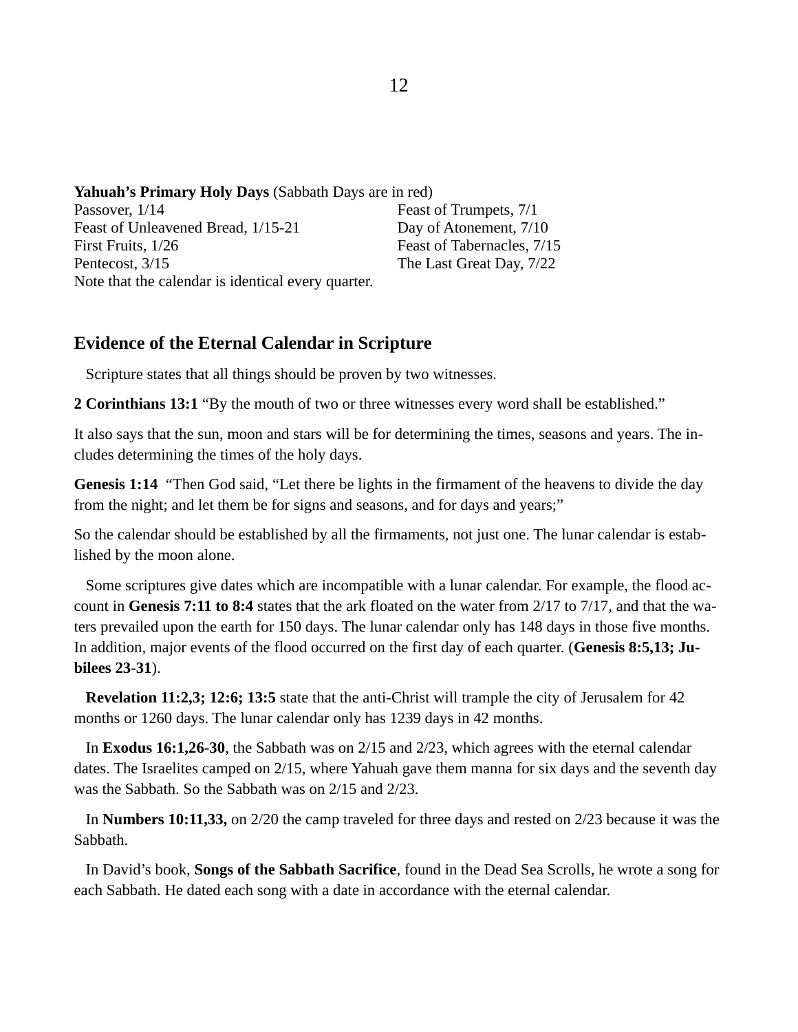**Yahuah's Primary Holy Days** (Sabbath Days are in red)

Passover, 1/14
Feast of Unleavened Bread, 1/15-21
First Fruits, 1/26
Pentecost, 3/15
Feast of Trumpets, 7/1
Day of Atonement, 7/10
Feast of Tabernacles, 7/15
The Last Great Day, 7/22

Note that the calendar is identical every quarter.

## Evidence of the Eternal Calendar in Scripture

Scripture states that all things should be proven by two witnesses.

**2 Corinthians 13:1** "By the mouth of two or three witnesses every word shall be established."

It also says that the sun, moon and stars will be for determining the times, seasons and years. The includes determining the times of the holy days.

**Genesis 1:14** "Then God said, "Let there be lights in the firmament of the heavens to divide the day from the night; and let them be for signs and seasons, and for days and years;"

So the calendar should be established by all the firmaments, not just one. The lunar calendar is established by the moon alone.

Some scriptures give dates which are incompatible with a lunar calendar. For example, the flood account in **Genesis 7:11 to 8:4** states that the ark floated on the water from 2/17 to 7/17, and that the waters prevailed upon the earth for 150 days. The lunar calendar only has 148 days in those five months. In addition, major events of the flood occurred on the first day of each quarter. (**Genesis 8:5,13; Jubilees 23-31**).

**Revelation 11:2,3; 12:6; 13:5** state that the anti-Christ will trample the city of Jerusalem for 42 months or 1260 days. The lunar calendar only has 1239 days in 42 months.

In **Exodus 16:1,26-30**, the Sabbath was on 2/15 and 2/23, which agrees with the eternal calendar dates. The Israelites camped on 2/15, where Yahuah gave them manna for six days and the seventh day was the Sabbath. So the Sabbath was on 2/15 and 2/23.

In **Numbers 10:11,33,** on 2/20 the camp traveled for three days and rested on 2/23 because it was the Sabbath.

In David's book, **Songs of the Sabbath Sacrifice**, found in the Dead Sea Scrolls, he wrote a song for each Sabbath. He dated each song with a date in accordance with the eternal calendar.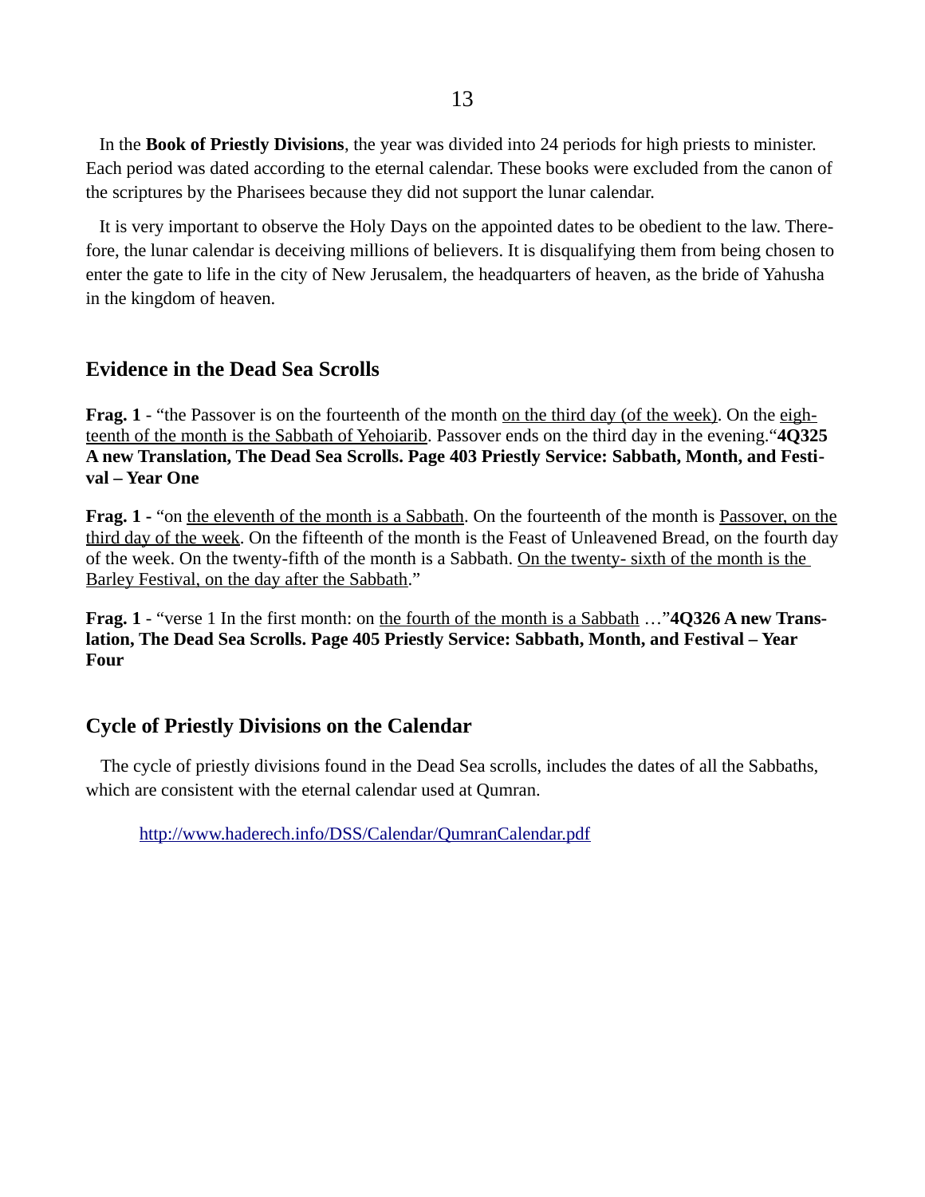In the **Book of Priestly Divisions**, the year was divided into 24 periods for high priests to minister. Each period was dated according to the eternal calendar. These books were excluded from the canon of the scriptures by the Pharisees because they did not support the lunar calendar.

It is very important to observe the Holy Days on the appointed dates to be obedient to the law. Therefore, the lunar calendar is deceiving millions of believers. It is disqualifying them from being chosen to enter the gate to life in the city of New Jerusalem, the headquarters of heaven, as the bride of Yahusha in the kingdom of heaven.

## Evidence in the Dead Sea Scrolls

**Frag. 1** - "the Passover is on the fourteenth of the month <u>on the third day (of the week)</u>. On the <u>eighteenth of the month is the Sabbath of Yehoiarib</u>. Passover ends on the third day in the evening."**4Q325 A new Translation, The Dead Sea Scrolls. Page 403 Priestly Service: Sabbath, Month, and Festival – Year One**

**Frag. 1 -** "on <u>the eleventh of the month is a Sabbath</u>. On the fourteenth of the month is <u>Passover, on the third day of the week</u>. On the fifteenth of the month is the Feast of Unleavened Bread, on the fourth day of the week. On the twenty-fifth of the month is a Sabbath. <u>On the twenty- sixth of the month is the Barley Festival, on the day after the Sabbath</u>."

**Frag. 1** - "verse 1 In the first month: on <u>the fourth of the month is a Sabbath</u> …"**4Q326 A new Translation, The Dead Sea Scrolls. Page 405 Priestly Service: Sabbath, Month, and Festival – Year Four**

## Cycle of Priestly Divisions on the Calendar

The cycle of priestly divisions found in the Dead Sea scrolls, includes the dates of all the Sabbaths, which are consistent with the eternal calendar used at Qumran.

http://www.haderech.info/DSS/Calendar/QumranCalendar.pdf